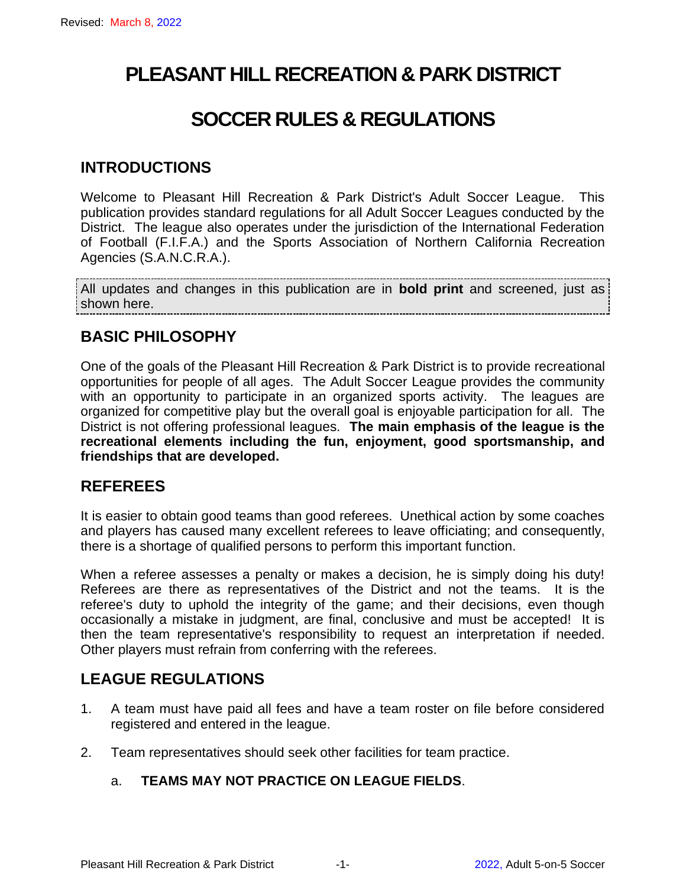Revised: March 8, 2022

# PLEASANT HILL RECREATION & PARK DISTRICT

# SOCCER RULES & REGULATIONS

## INTRODUCTIONS

Welcome to Pleasant Hill Recreation & Park District's Adult Soccer League. This publication provides standard regulations for all Adult Soccer Leagues conducted by the District. The league also operates under the jurisdiction of the International Federation of Football (F.I.F.A.) and the Sports Association of Northern California Recreation Agencies (S.A.N.C.R.A.).

All updates and changes in this publication are in **bold print** and screened, just as shown here.

## BASIC PHILOSOPHY

One of the goals of the Pleasant Hill Recreation & Park District is to provide recreational opportunities for people of all ages. The Adult Soccer League provides the community with an opportunity to participate in an organized sports activity. The leagues are organized for competitive play but the overall goal is enjoyable participation for all. The District is not offering professional leagues. **The main emphasis of the league is the recreational elements including the fun, enjoyment, good sportsmanship, and friendships that are developed.**

## REFEREES

It is easier to obtain good teams than good referees. Unethical action by some coaches and players has caused many excellent referees to leave officiating; and consequently, there is a shortage of qualified persons to perform this important function.

When a referee assesses a penalty or makes a decision, he is simply doing his duty! Referees are there as representatives of the District and not the teams. It is the referee's duty to uphold the integrity of the game; and their decisions, even though occasionally a mistake in judgment, are final, conclusive and must be accepted! It is then the team representative's responsibility to request an interpretation if needed. Other players must refrain from conferring with the referees.

## LEAGUE REGULATIONS

1. A team must have paid all fees and have a team roster on file before considered registered and entered in the league.

2. Team representatives should seek other facilities for team practice.

   a. **TEAMS MAY NOT PRACTICE ON LEAGUE FIELDS**.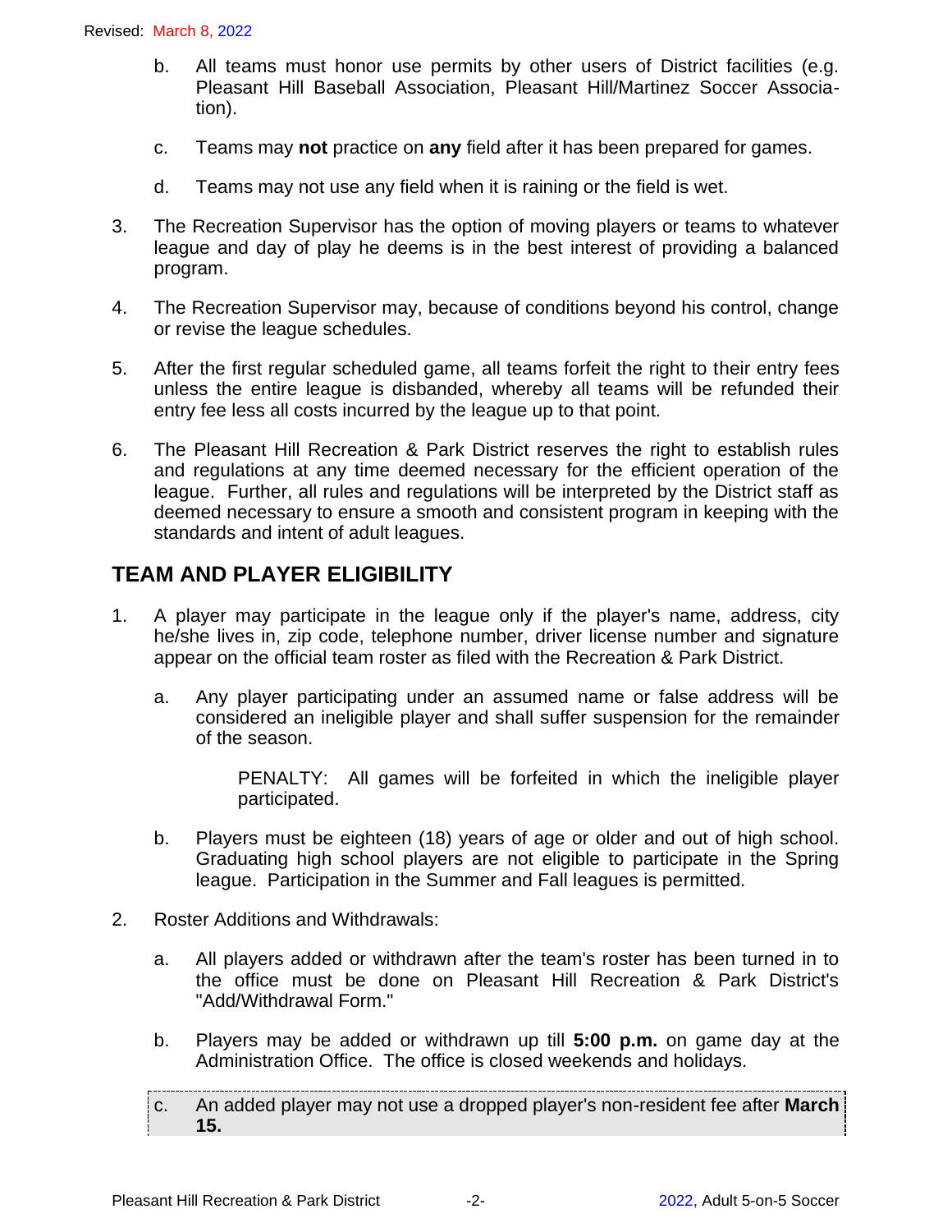b. All teams must honor use permits by other users of District facilities (e.g. Pleasant Hill Baseball Association, Pleasant Hill/Martinez Soccer Association).

c. Teams may **not** practice on **any** field after it has been prepared for games.

d. Teams may not use any field when it is raining or the field is wet.

3. The Recreation Supervisor has the option of moving players or teams to whatever league and day of play he deems is in the best interest of providing a balanced program.

4. The Recreation Supervisor may, because of conditions beyond his control, change or revise the league schedules.

5. After the first regular scheduled game, all teams forfeit the right to their entry fees unless the entire league is disbanded, whereby all teams will be refunded their entry fee less all costs incurred by the league up to that point.

6. The Pleasant Hill Recreation & Park District reserves the right to establish rules and regulations at any time deemed necessary for the efficient operation of the league. Further, all rules and regulations will be interpreted by the District staff as deemed necessary to ensure a smooth and consistent program in keeping with the standards and intent of adult leagues.

## TEAM AND PLAYER ELIGIBILITY

1. A player may participate in the league only if the player's name, address, city he/she lives in, zip code, telephone number, driver license number and signature appear on the official team roster as filed with the Recreation & Park District.

   a. Any player participating under an assumed name or false address will be considered an ineligible player and shall suffer suspension for the remainder of the season.

      PENALTY: All games will be forfeited in which the ineligible player participated.

   b. Players must be eighteen (18) years of age or older and out of high school. Graduating high school players are not eligible to participate in the Spring league. Participation in the Summer and Fall leagues is permitted.

2. Roster Additions and Withdrawals:

   a. All players added or withdrawn after the team's roster has been turned in to the office must be done on Pleasant Hill Recreation & Park District's "Add/Withdrawal Form."

   b. Players may be added or withdrawn up till **5:00 p.m.** on game day at the Administration Office. The office is closed weekends and holidays.

   c. An added player may not use a dropped player's non-resident fee after **March 15.**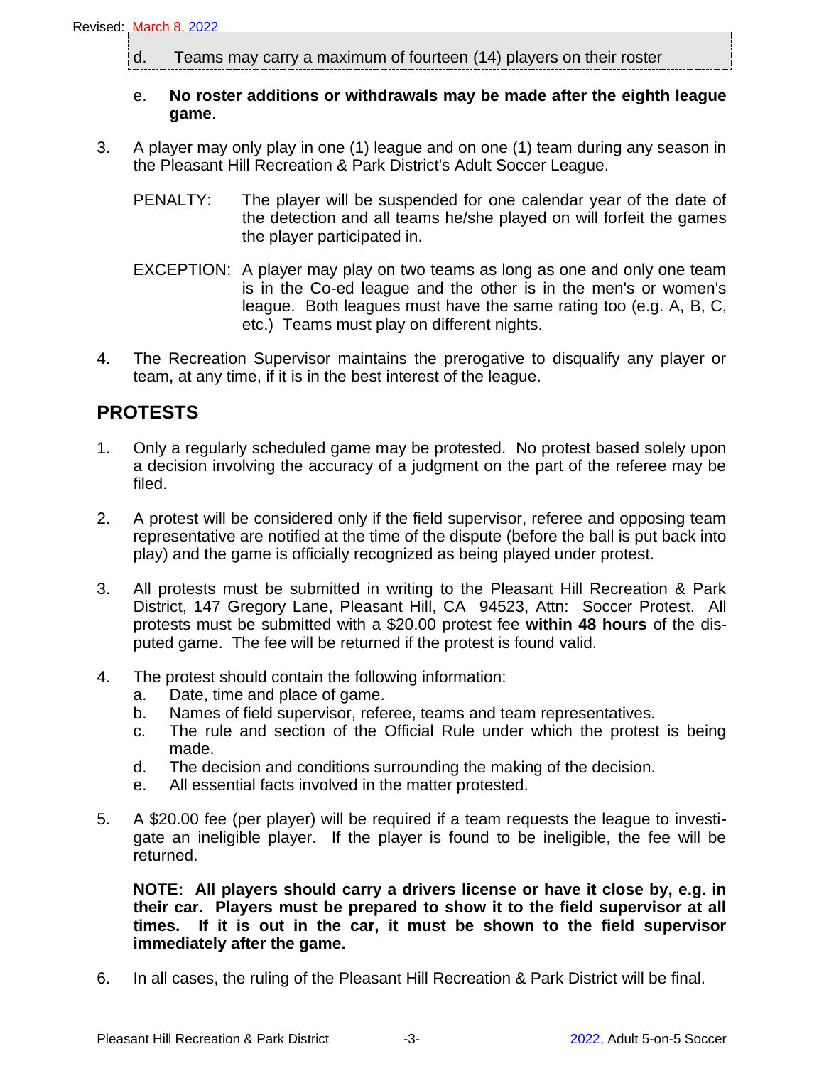d. Teams may carry a maximum of fourteen (14) players on their roster

e. **No roster additions or withdrawals may be made after the eighth league game**.

3. A player may only play in one (1) league and on one (1) team during any season in the Pleasant Hill Recreation & Park District's Adult Soccer League.

   PENALTY: The player will be suspended for one calendar year of the date of the detection and all teams he/she played on will forfeit the games the player participated in.

   EXCEPTION: A player may play on two teams as long as one and only one team is in the Co-ed league and the other is in the men's or women's league. Both leagues must have the same rating too (e.g. A, B, C, etc.) Teams must play on different nights.

4. The Recreation Supervisor maintains the prerogative to disqualify any player or team, at any time, if it is in the best interest of the league.

## PROTESTS

1. Only a regularly scheduled game may be protested. No protest based solely upon a decision involving the accuracy of a judgment on the part of the referee may be filed.

2. A protest will be considered only if the field supervisor, referee and opposing team representative are notified at the time of the dispute (before the ball is put back into play) and the game is officially recognized as being played under protest.

3. All protests must be submitted in writing to the Pleasant Hill Recreation & Park District, 147 Gregory Lane, Pleasant Hill, CA 94523, Attn: Soccer Protest. All protests must be submitted with a $20.00 protest fee **within 48 hours** of the disputed game. The fee will be returned if the protest is found valid.

4. The protest should contain the following information:
   a. Date, time and place of game.
   b. Names of field supervisor, referee, teams and team representatives.
   c. The rule and section of the Official Rule under which the protest is being made.
   d. The decision and conditions surrounding the making of the decision.
   e. All essential facts involved in the matter protested.

5. A $20.00 fee (per player) will be required if a team requests the league to investigate an ineligible player. If the player is found to be ineligible, the fee will be returned.

   **NOTE: All players should carry a drivers license or have it close by, e.g. in their car. Players must be prepared to show it to the field supervisor at all times. If it is out in the car, it must be shown to the field supervisor immediately after the game.**

6. In all cases, the ruling of the Pleasant Hill Recreation & Park District will be final.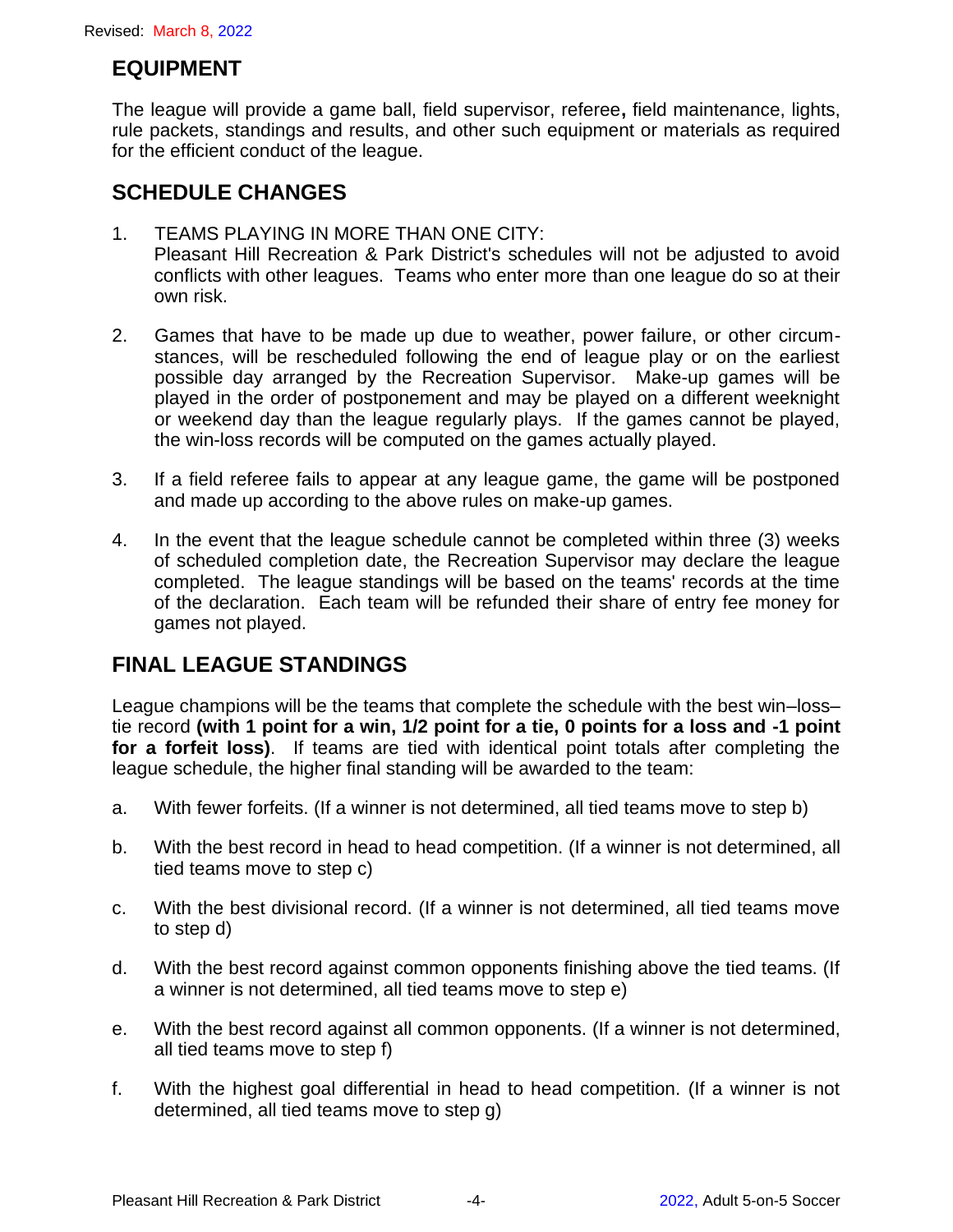## EQUIPMENT

The league will provide a game ball, field supervisor, referee**,** field maintenance, lights, rule packets, standings and results, and other such equipment or materials as required for the efficient conduct of the league.

## SCHEDULE CHANGES

1. TEAMS PLAYING IN MORE THAN ONE CITY:
   Pleasant Hill Recreation & Park District's schedules will not be adjusted to avoid conflicts with other leagues. Teams who enter more than one league do so at their own risk.

2. Games that have to be made up due to weather, power failure, or other circumstances, will be rescheduled following the end of league play or on the earliest possible day arranged by the Recreation Supervisor. Make-up games will be played in the order of postponement and may be played on a different weeknight or weekend day than the league regularly plays. If the games cannot be played, the win-loss records will be computed on the games actually played.

3. If a field referee fails to appear at any league game, the game will be postponed and made up according to the above rules on make-up games.

4. In the event that the league schedule cannot be completed within three (3) weeks of scheduled completion date, the Recreation Supervisor may declare the league completed. The league standings will be based on the teams' records at the time of the declaration. Each team will be refunded their share of entry fee money for games not played.

## FINAL LEAGUE STANDINGS

League champions will be the teams that complete the schedule with the best win–loss–tie record **(with 1 point for a win, 1/2 point for a tie, 0 points for a loss and -1 point for a forfeit loss)**. If teams are tied with identical point totals after completing the league schedule, the higher final standing will be awarded to the team:

a. With fewer forfeits. (If a winner is not determined, all tied teams move to step b)

b. With the best record in head to head competition. (If a winner is not determined, all tied teams move to step c)

c. With the best divisional record. (If a winner is not determined, all tied teams move to step d)

d. With the best record against common opponents finishing above the tied teams. (If a winner is not determined, all tied teams move to step e)

e. With the best record against all common opponents. (If a winner is not determined, all tied teams move to step f)

f. With the highest goal differential in head to head competition. (If a winner is not determined, all tied teams move to step g)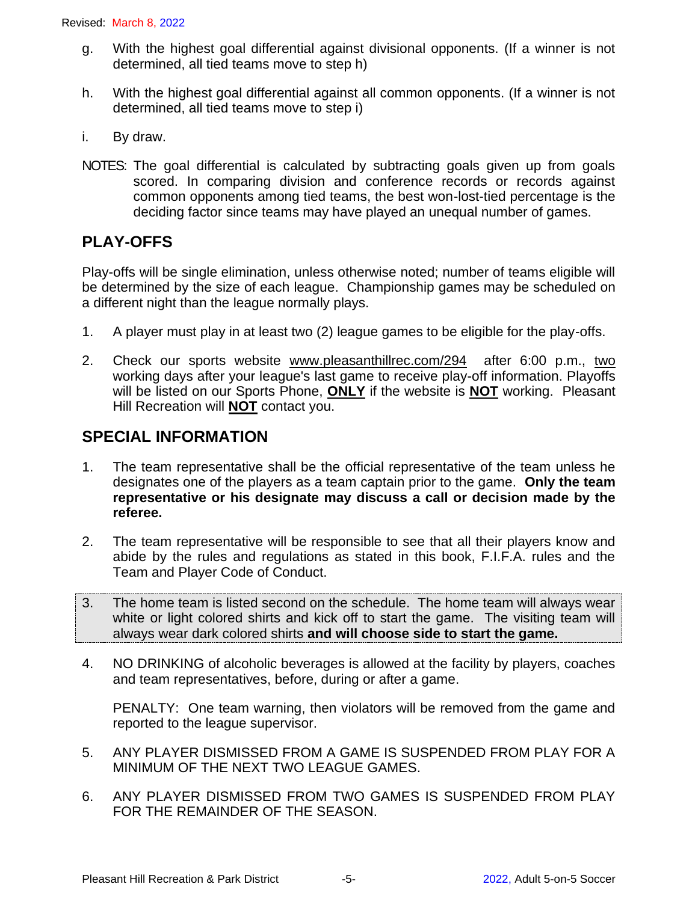g. With the highest goal differential against divisional opponents. (If a winner is not determined, all tied teams move to step h)

h. With the highest goal differential against all common opponents. (If a winner is not determined, all tied teams move to step i)

i. By draw.

NOTES: The goal differential is calculated by subtracting goals given up from goals scored. In comparing division and conference records or records against common opponents among tied teams, the best won-lost-tied percentage is the deciding factor since teams may have played an unequal number of games.

## PLAY-OFFS

Play-offs will be single elimination, unless otherwise noted; number of teams eligible will be determined by the size of each league. Championship games may be scheduled on a different night than the league normally plays.

1. A player must play in at least two (2) league games to be eligible for the play-offs.

2. Check our sports website www.pleasanthillrec.com/294 after 6:00 p.m., two working days after your league's last game to receive play-off information. Playoffs will be listed on our Sports Phone, **ONLY** if the website is **NOT** working. Pleasant Hill Recreation will **NOT** contact you.

## SPECIAL INFORMATION

1. The team representative shall be the official representative of the team unless he designates one of the players as a team captain prior to the game. **Only the team representative or his designate may discuss a call or decision made by the referee.**

2. The team representative will be responsible to see that all their players know and abide by the rules and regulations as stated in this book, F.I.F.A. rules and the Team and Player Code of Conduct.

3. The home team is listed second on the schedule. The home team will always wear white or light colored shirts and kick off to start the game. The visiting team will always wear dark colored shirts **and will choose side to start the game.**

4. NO DRINKING of alcoholic beverages is allowed at the facility by players, coaches and team representatives, before, during or after a game.

   PENALTY: One team warning, then violators will be removed from the game and reported to the league supervisor.

5. ANY PLAYER DISMISSED FROM A GAME IS SUSPENDED FROM PLAY FOR A MINIMUM OF THE NEXT TWO LEAGUE GAMES.

6. ANY PLAYER DISMISSED FROM TWO GAMES IS SUSPENDED FROM PLAY FOR THE REMAINDER OF THE SEASON.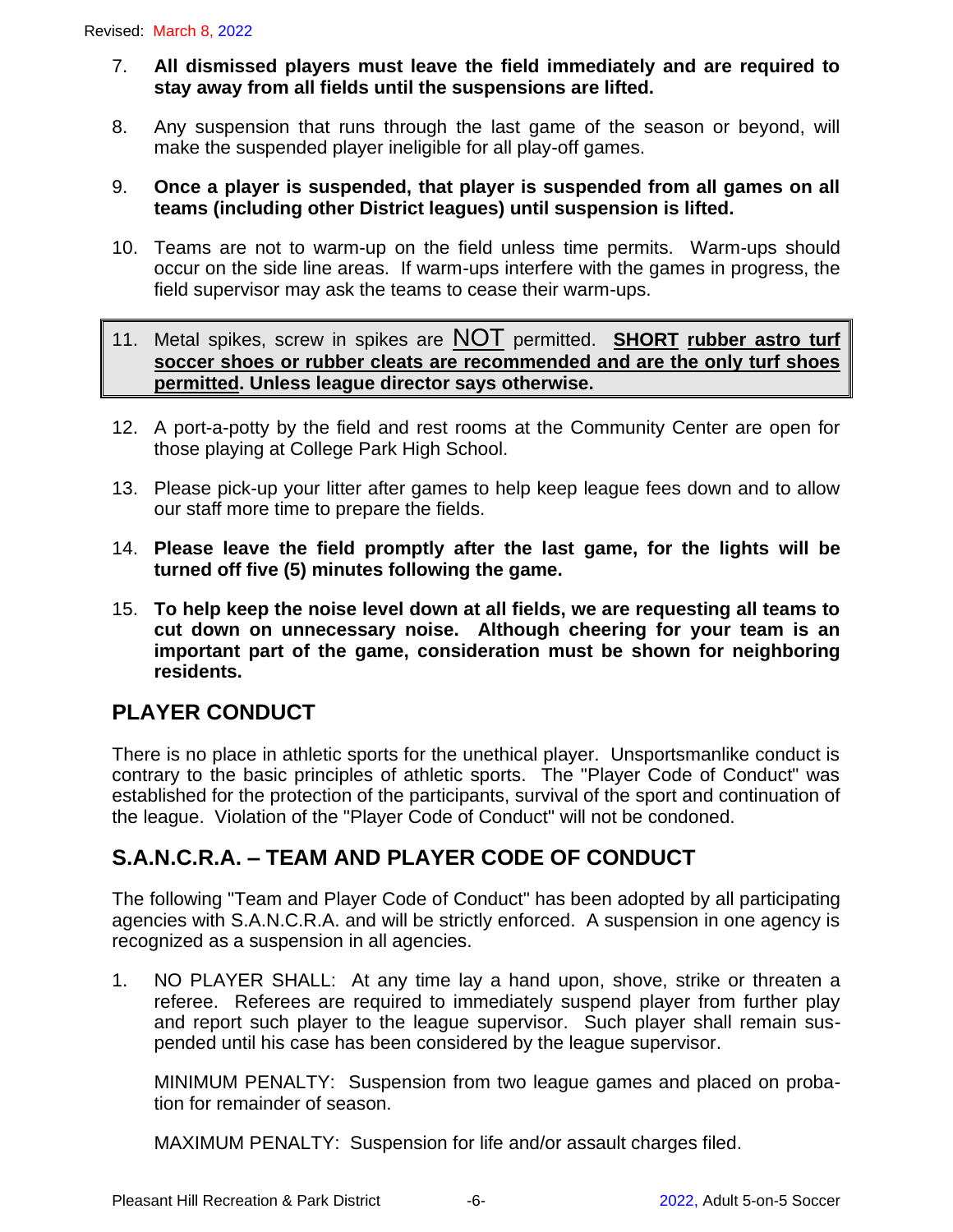7. **All dismissed players must leave the field immediately and are required to stay away from all fields until the suspensions are lifted.**

8. Any suspension that runs through the last game of the season or beyond, will make the suspended player ineligible for all play-off games.

9. **Once a player is suspended, that player is suspended from all games on all teams (including other District leagues) until suspension is lifted.**

10. Teams are not to warm-up on the field unless time permits. Warm-ups should occur on the side line areas. If warm-ups interfere with the games in progress, the field supervisor may ask the teams to cease their warm-ups.

11. Metal spikes, screw in spikes are NOT permitted. **SHORT rubber astro turf soccer shoes or rubber cleats are recommended and are the only turf shoes permitted. Unless league director says otherwise.**

12. A port-a-potty by the field and rest rooms at the Community Center are open for those playing at College Park High School.

13. Please pick-up your litter after games to help keep league fees down and to allow our staff more time to prepare the fields.

14. **Please leave the field promptly after the last game, for the lights will be turned off five (5) minutes following the game.**

15. **To help keep the noise level down at all fields, we are requesting all teams to cut down on unnecessary noise. Although cheering for your team is an important part of the game, consideration must be shown for neighboring residents.**

## PLAYER CONDUCT

There is no place in athletic sports for the unethical player. Unsportsmanlike conduct is contrary to the basic principles of athletic sports. The "Player Code of Conduct" was established for the protection of the participants, survival of the sport and continuation of the league. Violation of the "Player Code of Conduct" will not be condoned.

## S.A.N.C.R.A. – TEAM AND PLAYER CODE OF CONDUCT

The following "Team and Player Code of Conduct" has been adopted by all participating agencies with S.A.N.C.R.A. and will be strictly enforced. A suspension in one agency is recognized as a suspension in all agencies.

1. NO PLAYER SHALL: At any time lay a hand upon, shove, strike or threaten a referee. Referees are required to immediately suspend player from further play and report such player to the league supervisor. Such player shall remain suspended until his case has been considered by the league supervisor.

   MINIMUM PENALTY: Suspension from two league games and placed on probation for remainder of season.

   MAXIMUM PENALTY: Suspension for life and/or assault charges filed.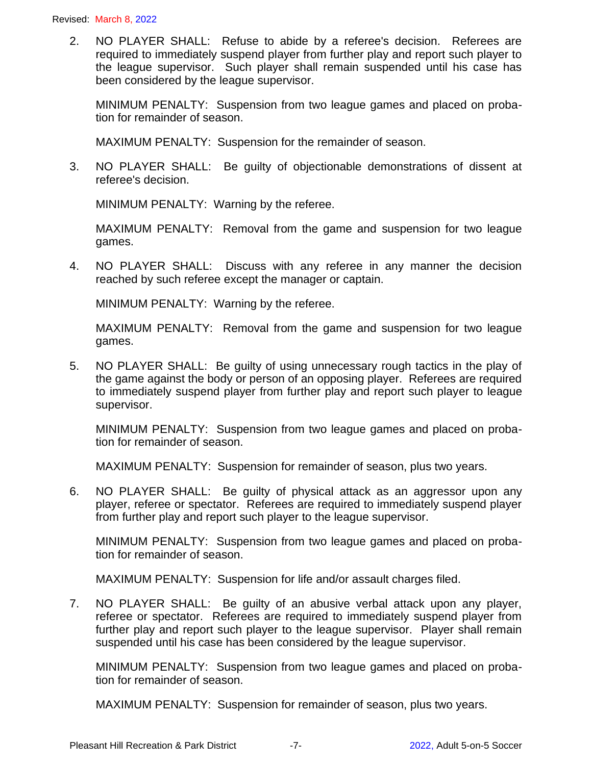2. NO PLAYER SHALL: Refuse to abide by a referee's decision. Referees are required to immediately suspend player from further play and report such player to the league supervisor. Such player shall remain suspended until his case has been considered by the league supervisor.

   MINIMUM PENALTY: Suspension from two league games and placed on probation for remainder of season.

   MAXIMUM PENALTY: Suspension for the remainder of season.

3. NO PLAYER SHALL: Be guilty of objectionable demonstrations of dissent at referee's decision.

   MINIMUM PENALTY: Warning by the referee.

   MAXIMUM PENALTY: Removal from the game and suspension for two league games.

4. NO PLAYER SHALL: Discuss with any referee in any manner the decision reached by such referee except the manager or captain.

   MINIMUM PENALTY: Warning by the referee.

   MAXIMUM PENALTY: Removal from the game and suspension for two league games.

5. NO PLAYER SHALL: Be guilty of using unnecessary rough tactics in the play of the game against the body or person of an opposing player. Referees are required to immediately suspend player from further play and report such player to league supervisor.

   MINIMUM PENALTY: Suspension from two league games and placed on probation for remainder of season.

   MAXIMUM PENALTY: Suspension for remainder of season, plus two years.

6. NO PLAYER SHALL: Be guilty of physical attack as an aggressor upon any player, referee or spectator. Referees are required to immediately suspend player from further play and report such player to the league supervisor.

   MINIMUM PENALTY: Suspension from two league games and placed on probation for remainder of season.

   MAXIMUM PENALTY: Suspension for life and/or assault charges filed.

7. NO PLAYER SHALL: Be guilty of an abusive verbal attack upon any player, referee or spectator. Referees are required to immediately suspend player from further play and report such player to the league supervisor. Player shall remain suspended until his case has been considered by the league supervisor.

   MINIMUM PENALTY: Suspension from two league games and placed on probation for remainder of season.

   MAXIMUM PENALTY: Suspension for remainder of season, plus two years.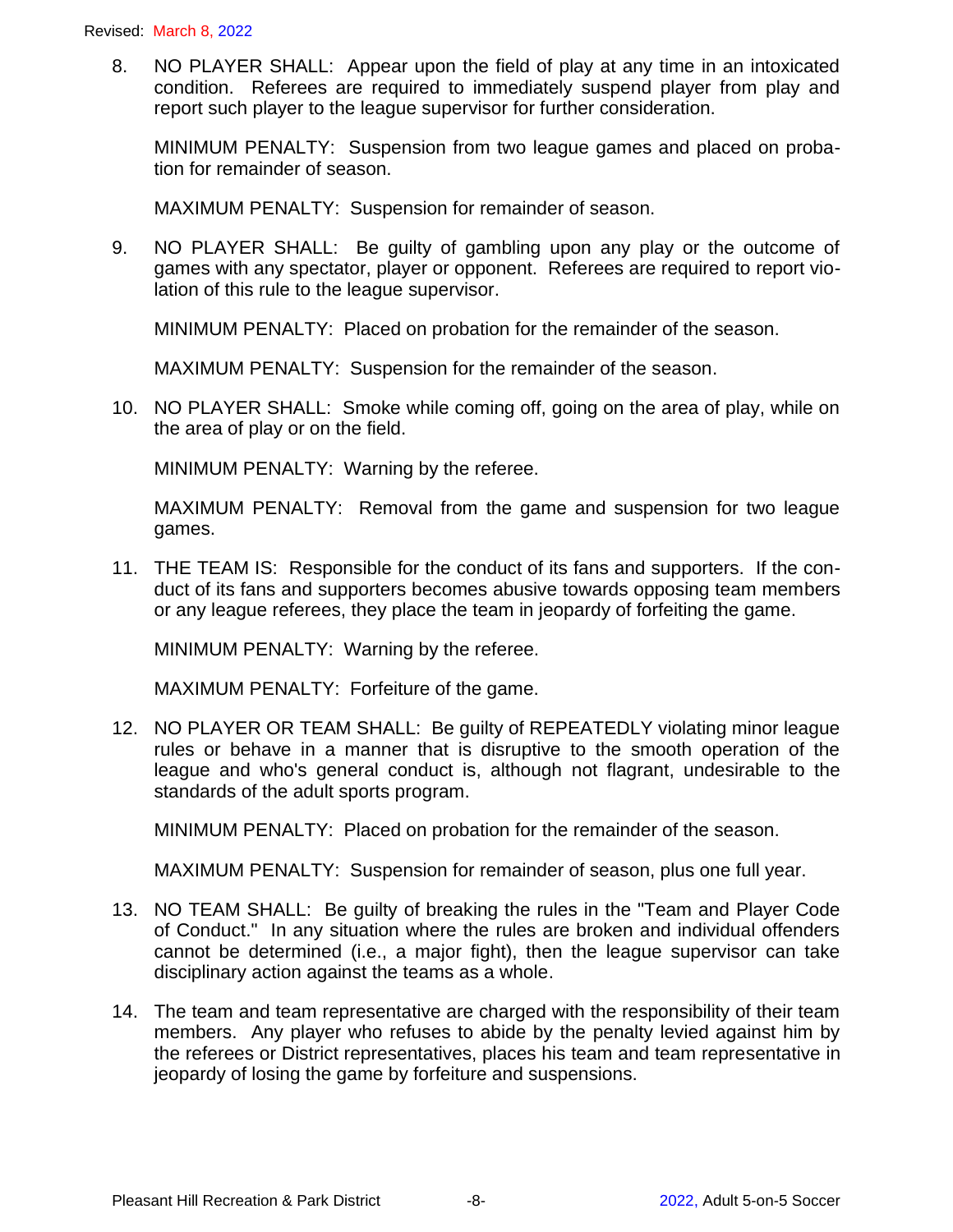8. NO PLAYER SHALL: Appear upon the field of play at any time in an intoxicated condition. Referees are required to immediately suspend player from play and report such player to the league supervisor for further consideration.

   MINIMUM PENALTY: Suspension from two league games and placed on probation for remainder of season.

   MAXIMUM PENALTY: Suspension for remainder of season.

9. NO PLAYER SHALL: Be guilty of gambling upon any play or the outcome of games with any spectator, player or opponent. Referees are required to report violation of this rule to the league supervisor.

   MINIMUM PENALTY: Placed on probation for the remainder of the season.

   MAXIMUM PENALTY: Suspension for the remainder of the season.

10. NO PLAYER SHALL: Smoke while coming off, going on the area of play, while on the area of play or on the field.

    MINIMUM PENALTY: Warning by the referee.

    MAXIMUM PENALTY: Removal from the game and suspension for two league games.

11. THE TEAM IS: Responsible for the conduct of its fans and supporters. If the conduct of its fans and supporters becomes abusive towards opposing team members or any league referees, they place the team in jeopardy of forfeiting the game.

    MINIMUM PENALTY: Warning by the referee.

    MAXIMUM PENALTY: Forfeiture of the game.

12. NO PLAYER OR TEAM SHALL: Be guilty of REPEATEDLY violating minor league rules or behave in a manner that is disruptive to the smooth operation of the league and who's general conduct is, although not flagrant, undesirable to the standards of the adult sports program.

    MINIMUM PENALTY: Placed on probation for the remainder of the season.

    MAXIMUM PENALTY: Suspension for remainder of season, plus one full year.

13. NO TEAM SHALL: Be guilty of breaking the rules in the "Team and Player Code of Conduct." In any situation where the rules are broken and individual offenders cannot be determined (i.e., a major fight), then the league supervisor can take disciplinary action against the teams as a whole.

14. The team and team representative are charged with the responsibility of their team members. Any player who refuses to abide by the penalty levied against him by the referees or District representatives, places his team and team representative in jeopardy of losing the game by forfeiture and suspensions.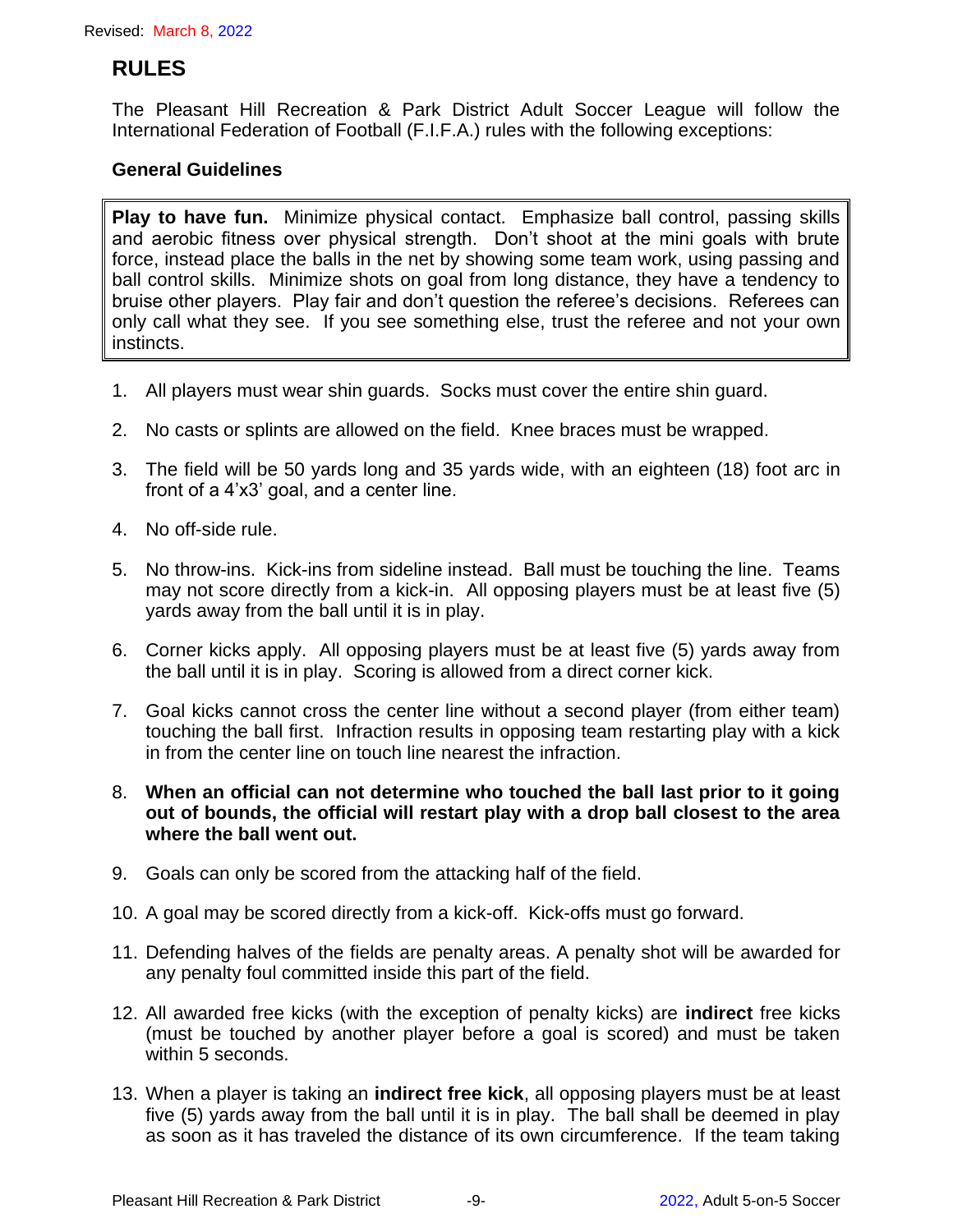Revised: March 8, 2022

## RULES

The Pleasant Hill Recreation & Park District Adult Soccer League will follow the International Federation of Football (F.I.F.A.) rules with the following exceptions:

### General Guidelines

> **Play to have fun.** Minimize physical contact. Emphasize ball control, passing skills and aerobic fitness over physical strength. Don't shoot at the mini goals with brute force, instead place the balls in the net by showing some team work, using passing and ball control skills. Minimize shots on goal from long distance, they have a tendency to bruise other players. Play fair and don't question the referee's decisions. Referees can only call what they see. If you see something else, trust the referee and not your own instincts.

1. All players must wear shin guards. Socks must cover the entire shin guard.
2. No casts or splints are allowed on the field. Knee braces must be wrapped.
3. The field will be 50 yards long and 35 yards wide, with an eighteen (18) foot arc in front of a 4'x3' goal, and a center line.
4. No off-side rule.
5. No throw-ins. Kick-ins from sideline instead. Ball must be touching the line. Teams may not score directly from a kick-in. All opposing players must be at least five (5) yards away from the ball until it is in play.
6. Corner kicks apply. All opposing players must be at least five (5) yards away from the ball until it is in play. Scoring is allowed from a direct corner kick.
7. Goal kicks cannot cross the center line without a second player (from either team) touching the ball first. Infraction results in opposing team restarting play with a kick in from the center line on touch line nearest the infraction.
8. **When an official can not determine who touched the ball last prior to it going out of bounds, the official will restart play with a drop ball closest to the area where the ball went out.**
9. Goals can only be scored from the attacking half of the field.
10. A goal may be scored directly from a kick-off. Kick-offs must go forward.
11. Defending halves of the fields are penalty areas. A penalty shot will be awarded for any penalty foul committed inside this part of the field.
12. All awarded free kicks (with the exception of penalty kicks) are **indirect** free kicks (must be touched by another player before a goal is scored) and must be taken within 5 seconds.
13. When a player is taking an **indirect free kick**, all opposing players must be at least five (5) yards away from the ball until it is in play. The ball shall be deemed in play as soon as it has traveled the distance of its own circumference. If the team taking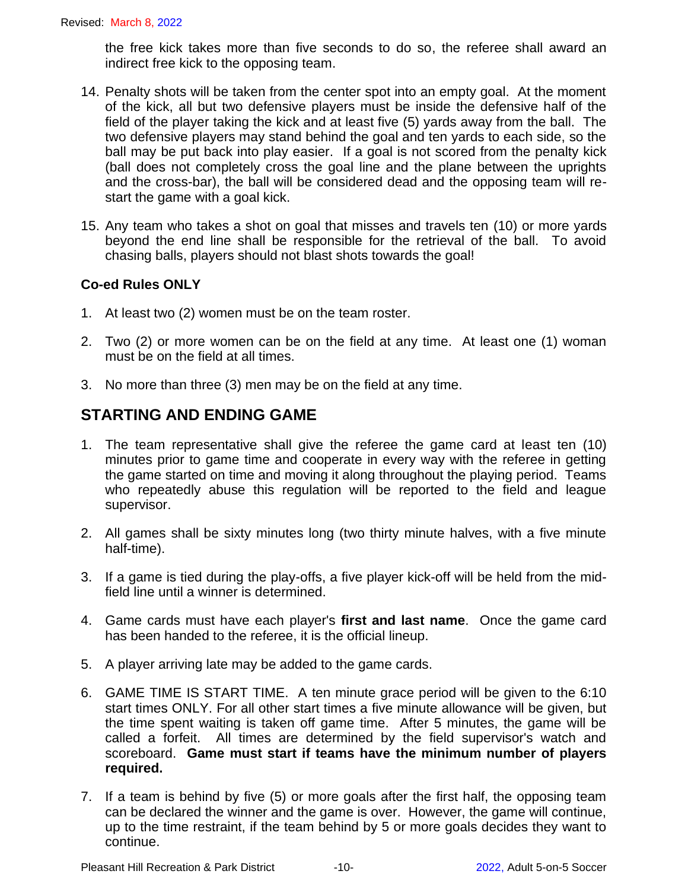the free kick takes more than five seconds to do so, the referee shall award an indirect free kick to the opposing team.

14. Penalty shots will be taken from the center spot into an empty goal. At the moment of the kick, all but two defensive players must be inside the defensive half of the field of the player taking the kick and at least five (5) yards away from the ball. The two defensive players may stand behind the goal and ten yards to each side, so the ball may be put back into play easier. If a goal is not scored from the penalty kick (ball does not completely cross the goal line and the plane between the uprights and the cross-bar), the ball will be considered dead and the opposing team will re-start the game with a goal kick.

15. Any team who takes a shot on goal that misses and travels ten (10) or more yards beyond the end line shall be responsible for the retrieval of the ball. To avoid chasing balls, players should not blast shots towards the goal!

**Co-ed Rules ONLY**

1. At least two (2) women must be on the team roster.

2. Two (2) or more women can be on the field at any time. At least one (1) woman must be on the field at all times.

3. No more than three (3) men may be on the field at any time.

## STARTING AND ENDING GAME

1. The team representative shall give the referee the game card at least ten (10) minutes prior to game time and cooperate in every way with the referee in getting the game started on time and moving it along throughout the playing period. Teams who repeatedly abuse this regulation will be reported to the field and league supervisor.

2. All games shall be sixty minutes long (two thirty minute halves, with a five minute half-time).

3. If a game is tied during the play-offs, a five player kick-off will be held from the mid-field line until a winner is determined.

4. Game cards must have each player's **first and last name**. Once the game card has been handed to the referee, it is the official lineup.

5. A player arriving late may be added to the game cards.

6. GAME TIME IS START TIME. A ten minute grace period will be given to the 6:10 start times ONLY. For all other start times a five minute allowance will be given, but the time spent waiting is taken off game time. After 5 minutes, the game will be called a forfeit. All times are determined by the field supervisor's watch and scoreboard. **Game must start if teams have the minimum number of players required.**

7. If a team is behind by five (5) or more goals after the first half, the opposing team can be declared the winner and the game is over. However, the game will continue, up to the time restraint, if the team behind by 5 or more goals decides they want to continue.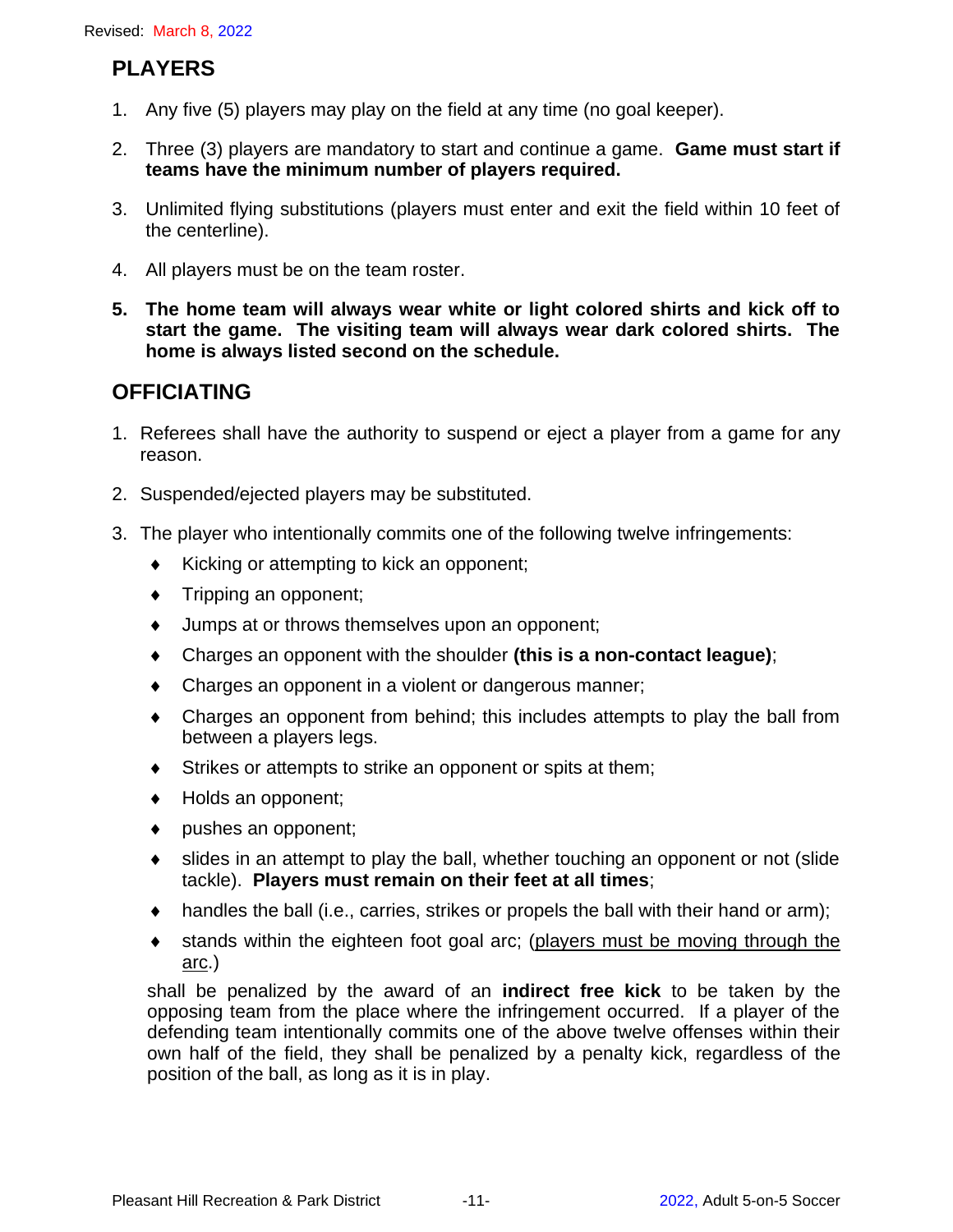## PLAYERS

1. Any five (5) players may play on the field at any time (no goal keeper).
2. Three (3) players are mandatory to start and continue a game. **Game must start if teams have the minimum number of players required.**
3. Unlimited flying substitutions (players must enter and exit the field within 10 feet of the centerline).
4. All players must be on the team roster.
5. **The home team will always wear white or light colored shirts and kick off to start the game. The visiting team will always wear dark colored shirts. The home is always listed second on the schedule.**

## OFFICIATING

1. Referees shall have the authority to suspend or eject a player from a game for any reason.
2. Suspended/ejected players may be substituted.
3. The player who intentionally commits one of the following twelve infringements:
   - Kicking or attempting to kick an opponent;
   - Tripping an opponent;
   - Jumps at or throws themselves upon an opponent;
   - Charges an opponent with the shoulder **(this is a non-contact league)**;
   - Charges an opponent in a violent or dangerous manner;
   - Charges an opponent from behind; this includes attempts to play the ball from between a players legs.
   - Strikes or attempts to strike an opponent or spits at them;
   - Holds an opponent;
   - pushes an opponent;
   - slides in an attempt to play the ball, whether touching an opponent or not (slide tackle). **Players must remain on their feet at all times**;
   - handles the ball (i.e., carries, strikes or propels the ball with their hand or arm);
   - stands within the eighteen foot goal arc; (<u>players must be moving through the arc</u>.)

   shall be penalized by the award of an **indirect free kick** to be taken by the opposing team from the place where the infringement occurred. If a player of the defending team intentionally commits one of the above twelve offenses within their own half of the field, they shall be penalized by a penalty kick, regardless of the position of the ball, as long as it is in play.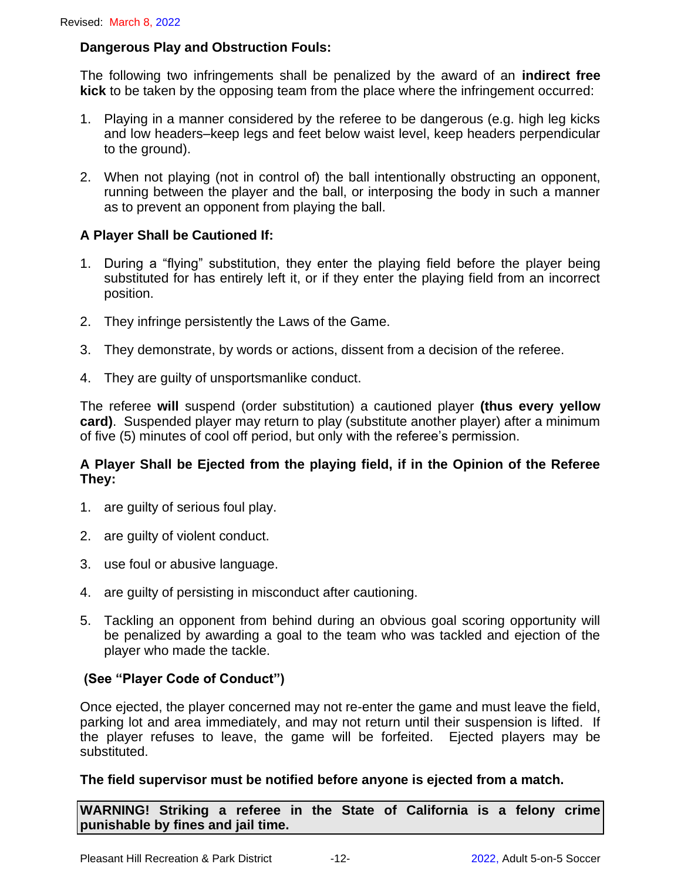Revised: March 8, 2022

**Dangerous Play and Obstruction Fouls:**

The following two infringements shall be penalized by the award of an **indirect free kick** to be taken by the opposing team from the place where the infringement occurred:

1. Playing in a manner considered by the referee to be dangerous (e.g. high leg kicks and low headers–keep legs and feet below waist level, keep headers perpendicular to the ground).

2. When not playing (not in control of) the ball intentionally obstructing an opponent, running between the player and the ball, or interposing the body in such a manner as to prevent an opponent from playing the ball.

**A Player Shall be Cautioned If:**

1. During a "flying" substitution, they enter the playing field before the player being substituted for has entirely left it, or if they enter the playing field from an incorrect position.

2. They infringe persistently the Laws of the Game.

3. They demonstrate, by words or actions, dissent from a decision of the referee.

4. They are guilty of unsportsmanlike conduct.

The referee **will** suspend (order substitution) a cautioned player **(thus every yellow card)**. Suspended player may return to play (substitute another player) after a minimum of five (5) minutes of cool off period, but only with the referee's permission.

**A Player Shall be Ejected from the playing field, if in the Opinion of the Referee They:**

1. are guilty of serious foul play.

2. are guilty of violent conduct.

3. use foul or abusive language.

4. are guilty of persisting in misconduct after cautioning.

5. Tackling an opponent from behind during an obvious goal scoring opportunity will be penalized by awarding a goal to the team who was tackled and ejection of the player who made the tackle.

**(See "Player Code of Conduct")**

Once ejected, the player concerned may not re-enter the game and must leave the field, parking lot and area immediately, and may not return until their suspension is lifted. If the player refuses to leave, the game will be forfeited. Ejected players may be substituted.

**The field supervisor must be notified before anyone is ejected from a match.**

**WARNING! Striking a referee in the State of California is a felony crime punishable by fines and jail time.**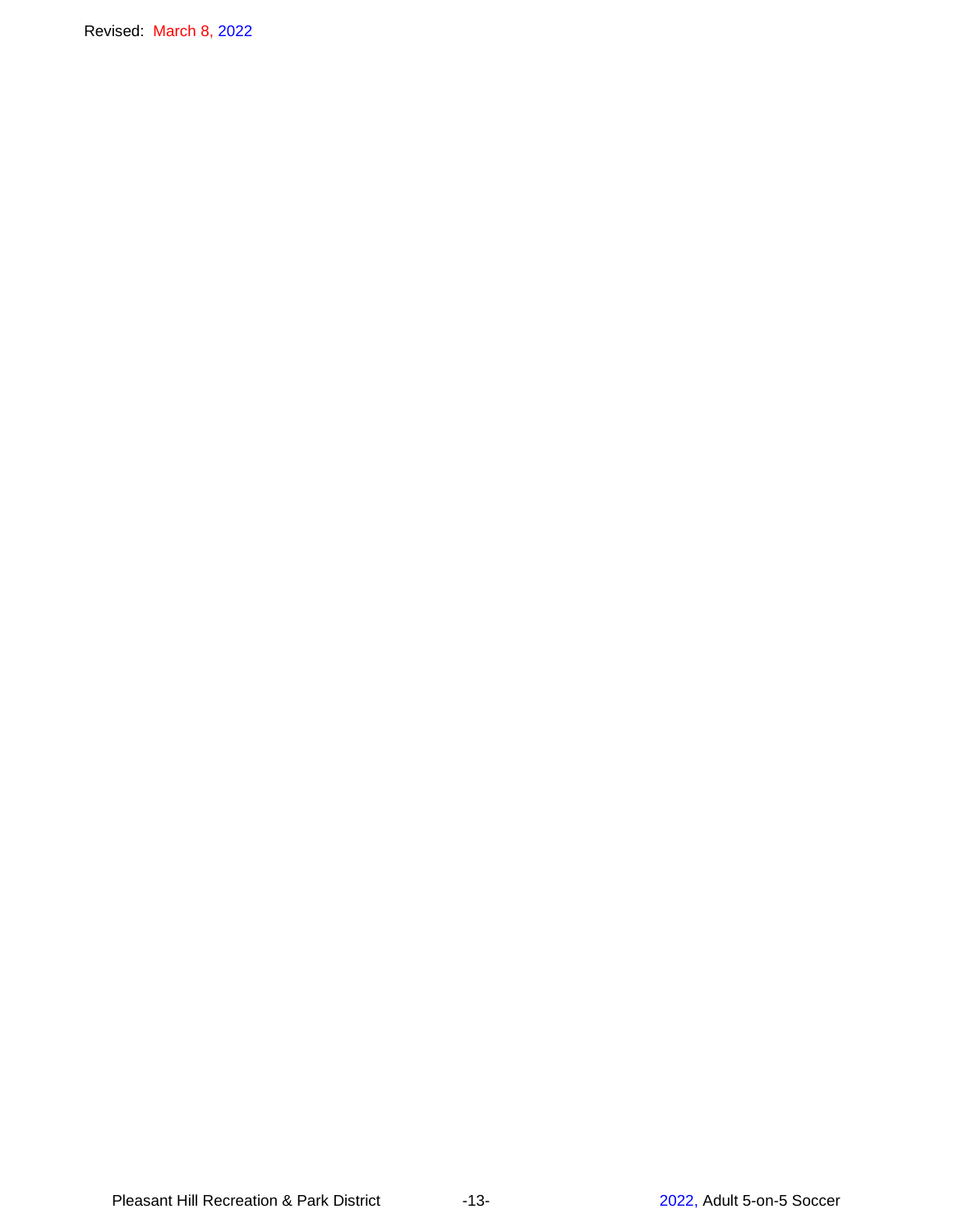Revised: March 8, 2022